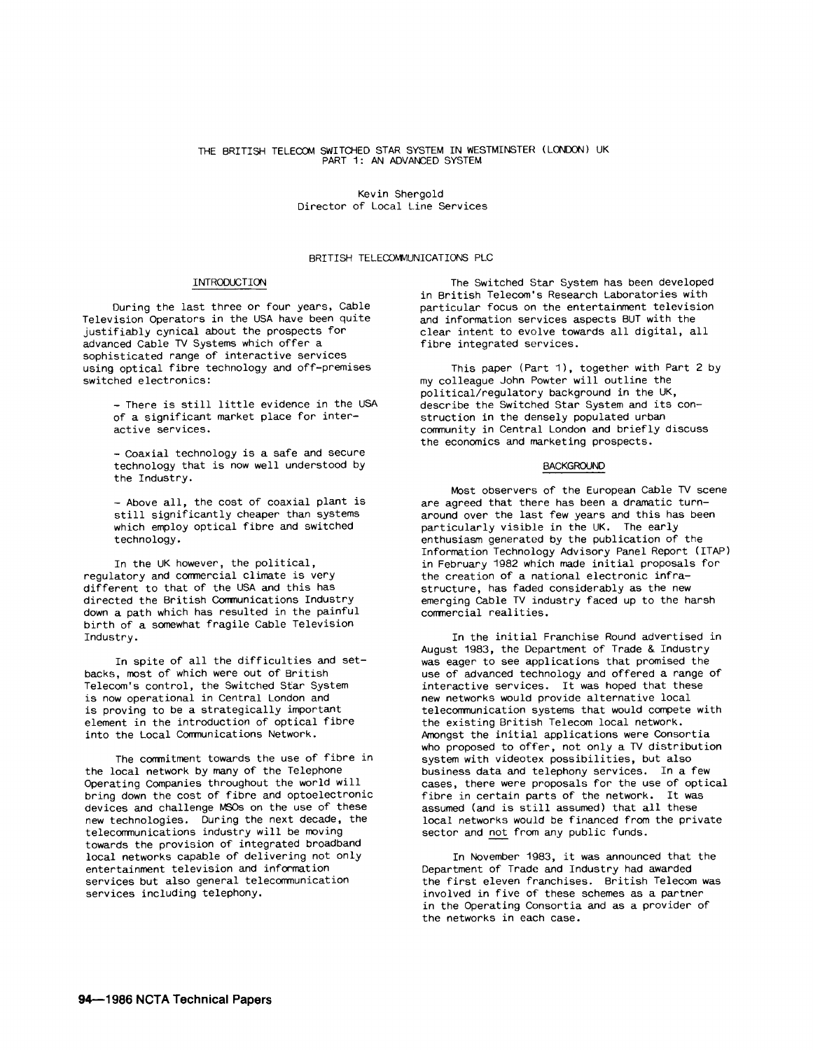# THE BRITISH TELECOM SWITCHED STAR SYSTEM IN WESTMINSTER (LONDON) UK
## PART 1: AN ADVANCED SYSTEM

Kevin Shergold
Director of Local Line Services

BRITISH TELECOMMUNICATIONS PLC

### INTRODUCTION

During the last three or four years, Cable Television Operators in the USA have been quite justifiably cynical about the prospects for advanced Cable TV Systems which offer a sophisticated range of interactive services using optical fibre technology and off-premises switched electronics:

- There is still little evidence in the USA of a significant market place for interactive services.
- Coaxial technology is a safe and secure technology that is now well understood by the Industry.
- Above all, the cost of coaxial plant is still significantly cheaper than systems which employ optical fibre and switched technology.

In the UK however, the political, regulatory and commercial climate is very different to that of the USA and this has directed the British Communications Industry down a path which has resulted in the painful birth of a somewhat fragile Cable Television Industry.

In spite of all the difficulties and setbacks, most of which were out of British Telecom's control, the Switched Star System is now operational in Central London and is proving to be a strategically important element in the introduction of optical fibre into the Local Communications Network.

The commitment towards the use of fibre in the local network by many of the Telephone Operating Companies throughout the world will bring down the cost of fibre and optoelectronic devices and challenge MSOs on the use of these new technologies. During the next decade, the telecommunications industry will be moving towards the provision of integrated broadband local networks capable of delivering not only entertainment television and information services but also general telecommunication services including telephony.

The Switched Star System has been developed in British Telecom's Research Laboratories with particular focus on the entertainment television and information services aspects BUT with the clear intent to evolve towards all digital, all fibre integrated services.

This paper (Part 1), together with Part 2 by my colleague John Powter will outline the political/regulatory background in the UK, describe the Switched Star System and its construction in the densely populated urban community in Central London and briefly discuss the economics and marketing prospects.

### BACKGROUND

Most observers of the European Cable TV scene are agreed that there has been a dramatic turnaround over the last few years and this has been particularly visible in the UK. The early enthusiasm generated by the publication of the Information Technology Advisory Panel Report (ITAP) in February 1982 which made initial proposals for the creation of a national electronic infrastructure, has faded considerably as the new emerging Cable TV industry faced up to the harsh commercial realities.

In the initial Franchise Round advertised in August 1983, the Department of Trade & Industry was eager to see applications that promised the use of advanced technology and offered a range of interactive services. It was hoped that these new networks would provide alternative local telecommunication systems that would compete with the existing British Telecom local network. Amongst the initial applications were Consortia who proposed to offer, not only a TV distribution system with videotex possibilities, but also business data and telephony services. In a few cases, there were proposals for the use of optical fibre in certain parts of the network. It was assumed (and is still assumed) that all these local networks would be financed from the private sector and not from any public funds.

In November 1983, it was announced that the Department of Trade and Industry had awarded the first eleven franchises. British Telecom was involved in five of these schemes as a partner in the Operating Consortia and as a provider of the networks in each case.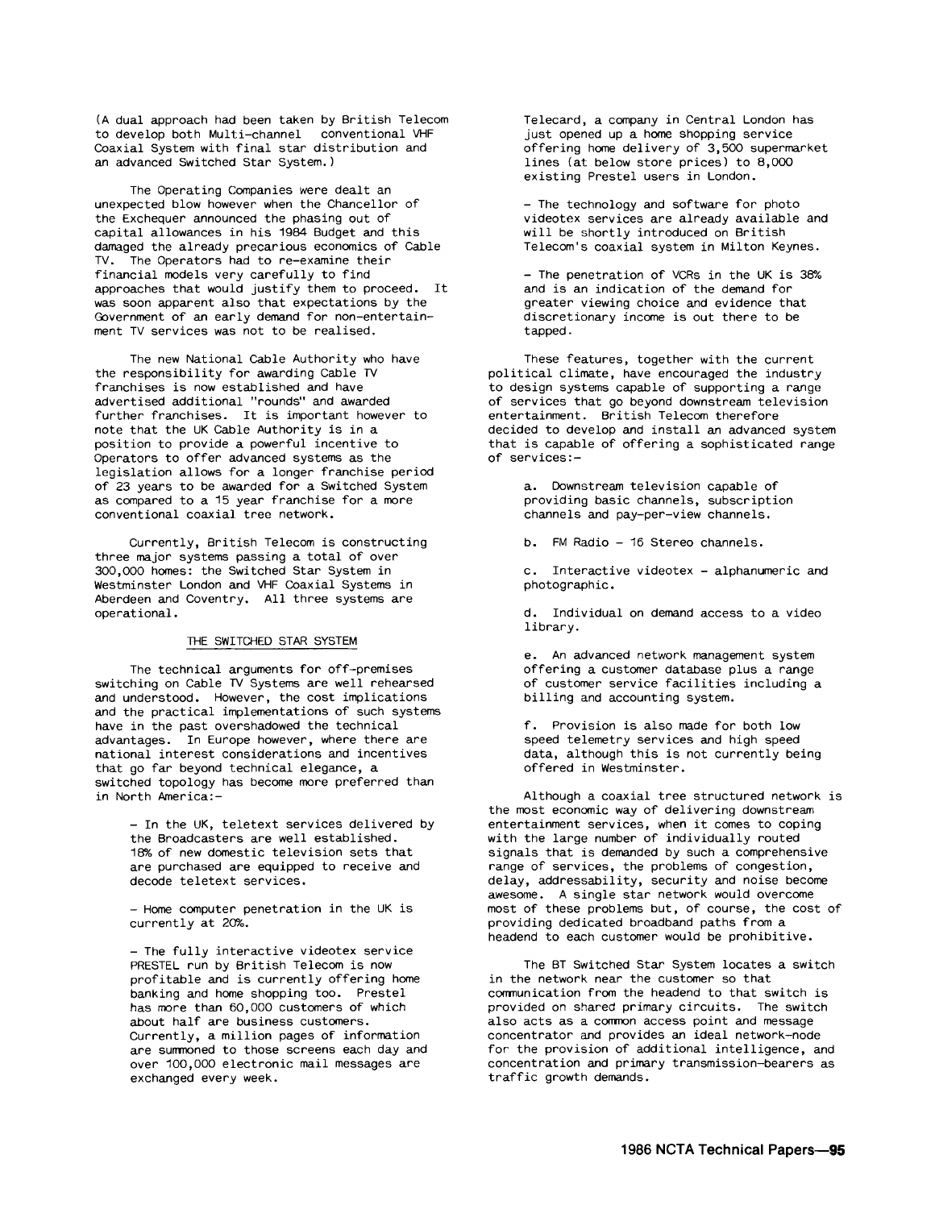(A dual approach had been taken by British Telecom to develop both Multi-channel conventional VHF Coaxial System with final star distribution and an advanced Switched Star System.)

The Operating Companies were dealt an unexpected blow however when the Chancellor of the Exchequer announced the phasing out of capital allowances in his 1984 Budget and this damaged the already precarious economics of Cable TV. The Operators had to re-examine their financial models very carefully to find approaches that would justify them to proceed. It was soon apparent also that expectations by the Government of an early demand for non-entertainment TV services was not to be realised.

The new National Cable Authority who have the responsibility for awarding Cable TV franchises is now established and have advertised additional "rounds" and awarded further franchises. It is important however to note that the UK Cable Authority is in a position to provide a powerful incentive to Operators to offer advanced systems as the legislation allows for a longer franchise period of 23 years to be awarded for a Switched System as compared to a 15 year franchise for a more conventional coaxial tree network.

Currently, British Telecom is constructing three major systems passing a total of over 300,000 homes: the Switched Star System in Westminster London and VHF Coaxial Systems in Aberdeen and Coventry. All three systems are operational.

## THE SWITCHED STAR SYSTEM

The technical arguments for off-premises switching on Cable TV Systems are well rehearsed and understood. However, the cost implications and the practical implementations of such systems have in the past overshadowed the technical advantages. In Europe however, where there are national interest considerations and incentives that go far beyond technical elegance, a switched topology has become more preferred than in North America:-

- In the UK, teletext services delivered by the Broadcasters are well established. 18% of new domestic television sets that are purchased are equipped to receive and decode teletext services.

- Home computer penetration in the UK is currently at 20%.

- The fully interactive videotex service PRESTEL run by British Telecom is now profitable and is currently offering home banking and home shopping too. Prestel has more than 60,000 customers of which about half are business customers. Currently, a million pages of information are summoned to those screens each day and over 100,000 electronic mail messages are exchanged every week.

  Telecard, a company in Central London has just opened up a home shopping service offering home delivery of 3,500 supermarket lines (at below store prices) to 8,000 existing Prestel users in London.

- The technology and software for photo videotex services are already available and will be shortly introduced on British Telecom's coaxial system in Milton Keynes.

- The penetration of VCRs in the UK is 38% and is an indication of the demand for greater viewing choice and evidence that discretionary income is out there to be tapped.

These features, together with the current political climate, have encouraged the industry to design systems capable of supporting a range of services that go beyond downstream television entertainment. British Telecom therefore decided to develop and install an advanced system that is capable of offering a sophisticated range of services:-

a. Downstream television capable of providing basic channels, subscription channels and pay-per-view channels.

b. FM Radio - 16 Stereo channels.

c. Interactive videotex - alphanumeric and photographic.

d. Individual on demand access to a video library.

e. An advanced network management system offering a customer database plus a range of customer service facilities including a billing and accounting system.

f. Provision is also made for both low speed telemetry services and high speed data, although this is not currently being offered in Westminster.

Although a coaxial tree structured network is the most economic way of delivering downstream entertainment services, when it comes to coping with the large number of individually routed signals that is demanded by such a comprehensive range of services, the problems of congestion, delay, addressability, security and noise become awesome. A single star network would overcome most of these problems but, of course, the cost of providing dedicated broadband paths from a headend to each customer would be prohibitive.

The BT Switched Star System locates a switch in the network near the customer so that communication from the headend to that switch is provided on shared primary circuits. The switch also acts as a common access point and message concentrator and provides an ideal network-node for the provision of additional intelligence, and concentration and primary transmission-bearers as traffic growth demands.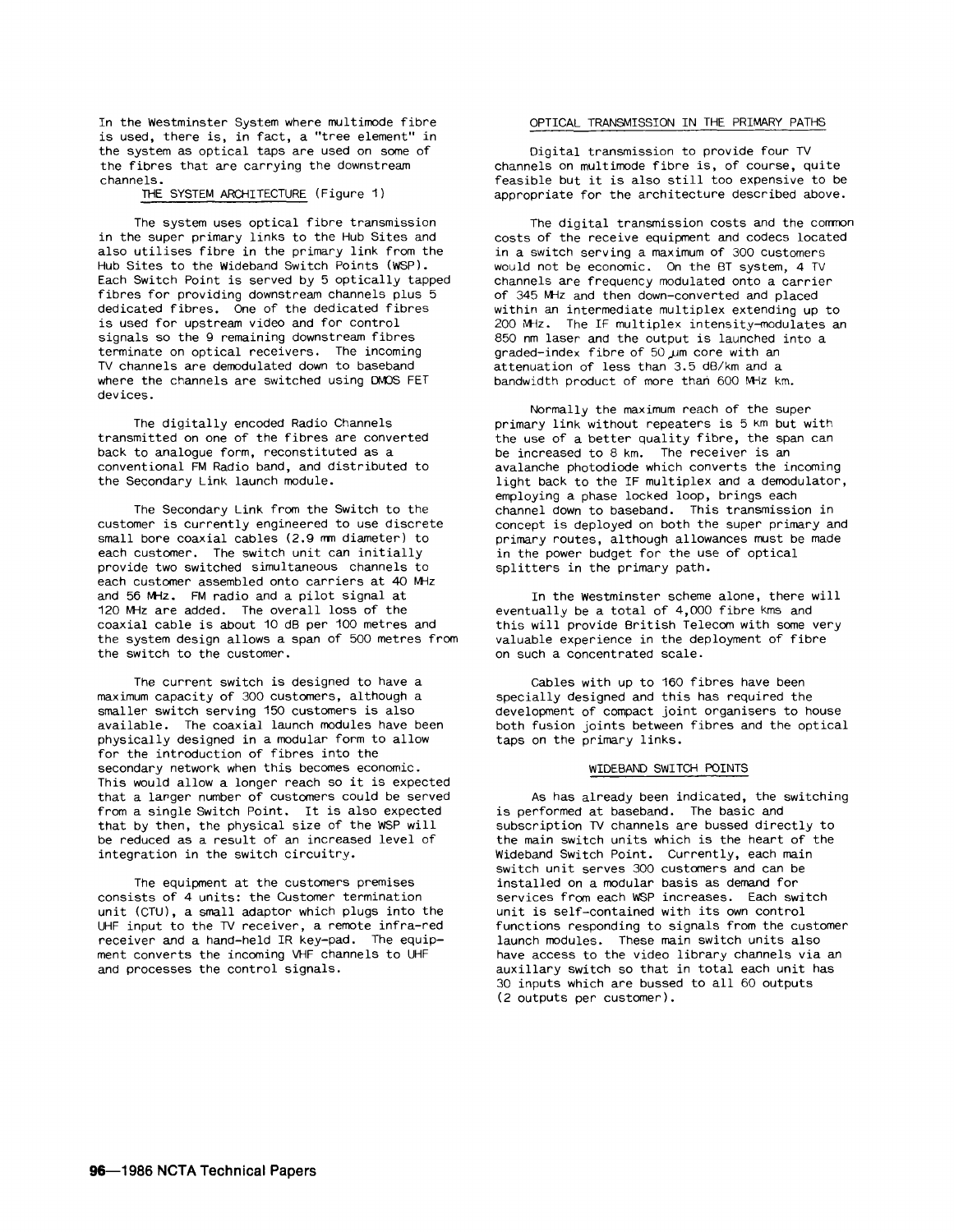In the Westminster System where multimode fibre is used, there is, in fact, a "tree element" in the system as optical taps are used on some of the fibres that are carrying the downstream channels.

## THE SYSTEM ARCHITECTURE (Figure 1)

The system uses optical fibre transmission in the super primary links to the Hub Sites and also utilises fibre in the primary link from the Hub Sites to the Wideband Switch Points (WSP). Each Switch Point is served by 5 optically tapped fibres for providing downstream channels plus 5 dedicated fibres. One of the dedicated fibres is used for upstream video and for control signals so the 9 remaining downstream fibres terminate on optical receivers. The incoming TV channels are demodulated down to baseband where the channels are switched using DMOS FET devices.

The digitally encoded Radio Channels transmitted on one of the fibres are converted back to analogue form, reconstituted as a conventional FM Radio band, and distributed to the Secondary Link launch module.

The Secondary Link from the Switch to the customer is currently engineered to use discrete small bore coaxial cables (2.9 mm diameter) to each customer. The switch unit can initially provide two switched simultaneous channels to each customer assembled onto carriers at 40 MHz and 56 MHz. FM radio and a pilot signal at 120 MHz are added. The overall loss of the coaxial cable is about 10 dB per 100 metres and the system design allows a span of 500 metres from the switch to the customer.

The current switch is designed to have a maximum capacity of 300 customers, although a smaller switch serving 150 customers is also available. The coaxial launch modules have been physically designed in a modular form to allow for the introduction of fibres into the secondary network when this becomes economic. This would allow a longer reach so it is expected that a larger number of customers could be served from a single Switch Point. It is also expected that by then, the physical size of the WSP will be reduced as a result of an increased level of integration in the switch circuitry.

The equipment at the customers premises consists of 4 units: the Customer termination unit (CTU), a small adaptor which plugs into the UHF input to the TV receiver, a remote infra-red receiver and a hand-held IR key-pad. The equipment converts the incoming VHF channels to UHF and processes the control signals.

## OPTICAL TRANSMISSION IN THE PRIMARY PATHS

Digital transmission to provide four TV channels on multimode fibre is, of course, quite feasible but it is also still too expensive to be appropriate for the architecture described above.

The digital transmission costs and the common costs of the receive equipment and codecs located in a switch serving a maximum of 300 customers would not be economic. On the BT system, 4 TV channels are frequency modulated onto a carrier of 345 MHz and then down-converted and placed within an intermediate multiplex extending up to 200 MHz. The IF multiplex intensity-modulates an 850 nm laser and the output is launched into a graded-index fibre of 50 $\mu$m core with an attenuation of less than 3.5 dB/km and a bandwidth product of more than 600 MHz km.

Normally the maximum reach of the super primary link without repeaters is 5 km but with the use of a better quality fibre, the span can be increased to 8 km. The receiver is an avalanche photodiode which converts the incoming light back to the IF multiplex and a demodulator, employing a phase locked loop, brings each channel down to baseband. This transmission in concept is deployed on both the super primary and primary routes, although allowances must be made in the power budget for the use of optical splitters in the primary path.

In the Westminster scheme alone, there will eventually be a total of 4,000 fibre kms and this will provide British Telecom with some very valuable experience in the deployment of fibre on such a concentrated scale.

Cables with up to 160 fibres have been specially designed and this has required the development of compact joint organisers to house both fusion joints between fibres and the optical taps on the primary links.

## WIDEBAND SWITCH POINTS

As has already been indicated, the switching is performed at baseband. The basic and subscription TV channels are bussed directly to the main switch units which is the heart of the Wideband Switch Point. Currently, each main switch unit serves 300 customers and can be installed on a modular basis as demand for services from each WSP increases. Each switch unit is self-contained with its own control functions responding to signals from the customer launch modules. These main switch units also have access to the video library channels via an auxillary switch so that in total each unit has 30 inputs which are bussed to all 60 outputs (2 outputs per customer).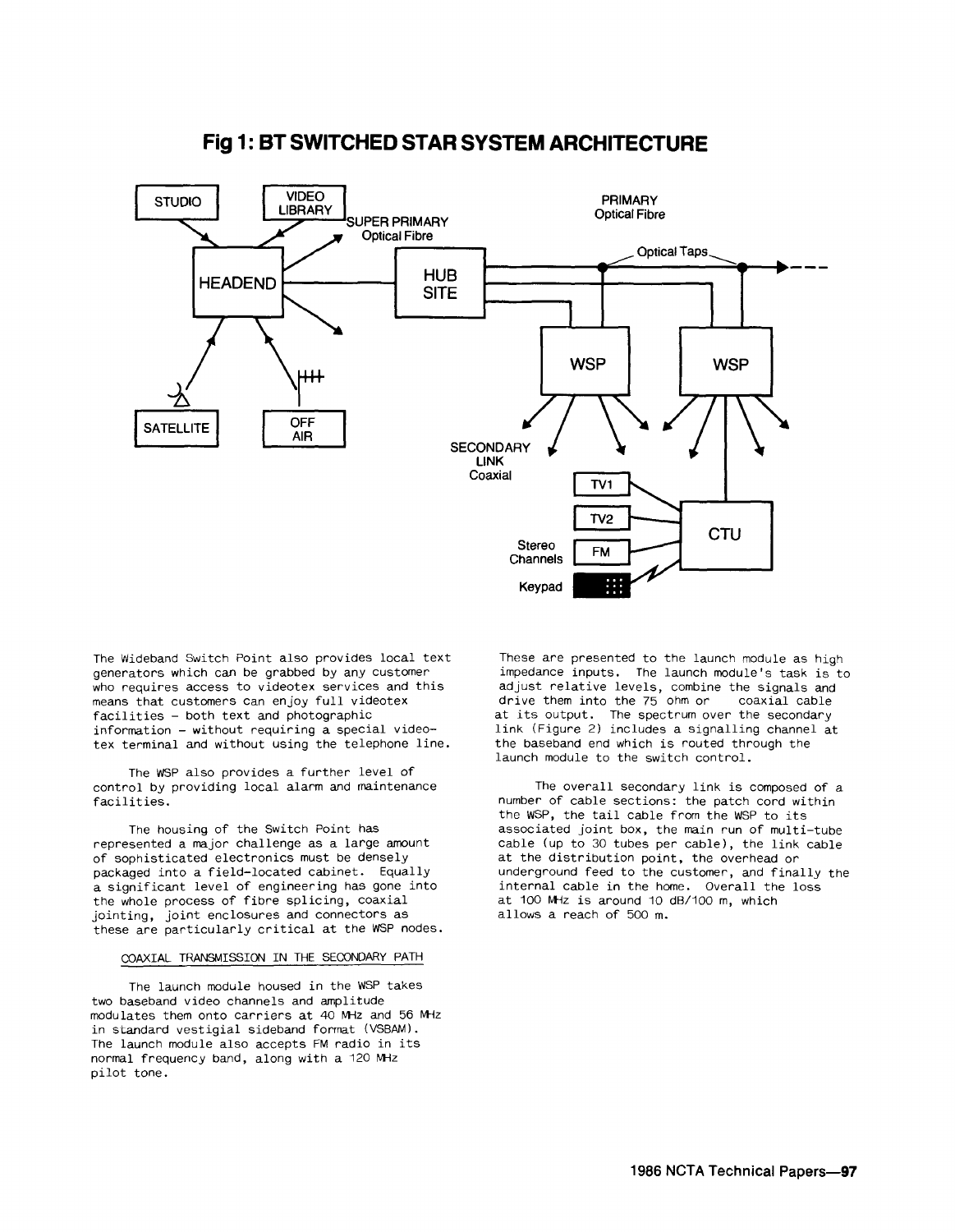## Fig 1: BT SWITCHED STAR SYSTEM ARCHITECTURE

The Wideband Switch Point also provides local text generators which can be grabbed by any customer who requires access to videotex services and this means that customers can enjoy full videotex facilities - both text and photographic information - without requiring a special videotex terminal and without using the telephone line.

The WSP also provides a further level of control by providing local alarm and maintenance facilities.

The housing of the Switch Point has represented a major challenge as a large amount of sophisticated electronics must be densely packaged into a field-located cabinet. Equally a significant level of engineering has gone into the whole process of fibre splicing, coaxial jointing, joint enclosures and connectors as these are particularly critical at the WSP nodes.

COAXIAL TRANSMISSION IN THE SECONDARY PATH

The launch module housed in the WSP takes two baseband video channels and amplitude modulates them onto carriers at 40 MHz and 56 MHz in standard vestigial sideband format (VSBAM). The launch module also accepts FM radio in its normal frequency band, along with a 120 MHz pilot tone.

These are presented to the launch module as high impedance inputs. The launch module's task is to adjust relative levels, combine the signals and drive them into the 75 ohm or coaxial cable at its output. The spectrum over the secondary link (Figure 2) includes a signalling channel at the baseband end which is routed through the launch module to the switch control.

The overall secondary link is composed of a number of cable sections: the patch cord within the WSP, the tail cable from the WSP to its associated joint box, the main run of multi-tube cable (up to 30 tubes per cable), the link cable at the distribution point, the overhead or underground feed to the customer, and finally the internal cable in the home. Overall the loss at 100 MHz is around 10 dB/100 m, which allows a reach of 500 m.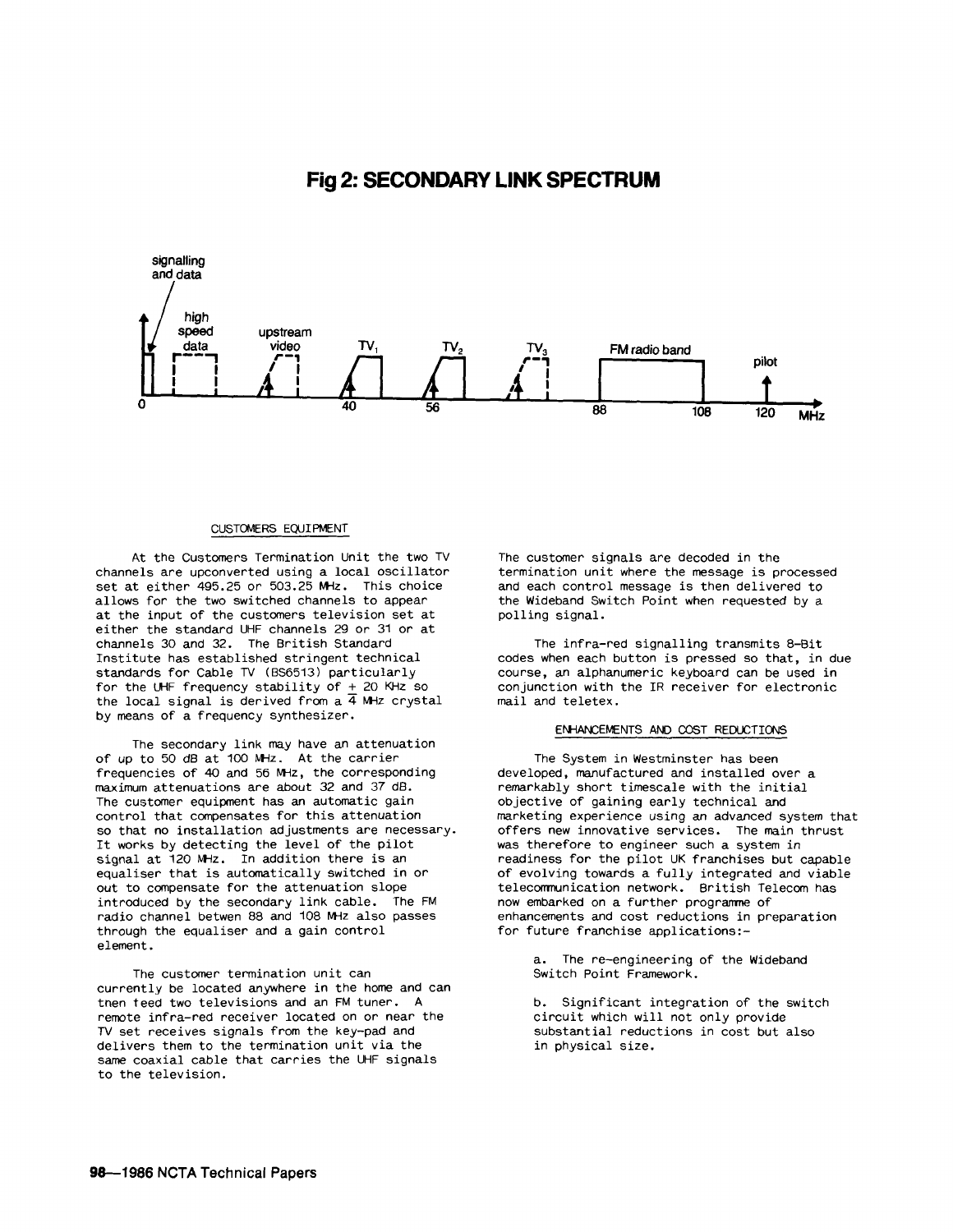## Fig 2: SECONDARY LINK SPECTRUM

signalling and data

high speed data

upstream video

$TV_1$

$TV_2$

$TV_3$

FM radio band

pilot

0 40 56 88 108 120 MHz

### CUSTOMERS EQUIPMENT

At the Customers Termination Unit the two TV channels are upconverted using a local oscillator set at either 495.25 or 503.25 MHz. This choice allows for the two switched channels to appear at the input of the customers television set at either the standard UHF channels 29 or 31 or at channels 30 and 32. The British Standard Institute has established stringent technical standards for Cable TV (BS6513) particularly for the UHF frequency stability of $\pm$ 20 KHz so the local signal is derived from a 4 MHz crystal by means of a frequency synthesizer.

The secondary link may have an attenuation of up to 50 dB at 100 MHz. At the carrier frequencies of 40 and 56 MHz, the corresponding maximum attenuations are about 32 and 37 dB. The customer equipment has an automatic gain control that compensates for this attenuation so that no installation adjustments are necessary. It works by detecting the level of the pilot signal at 120 MHz. In addition there is an equaliser that is automatically switched in or out to compensate for the attenuation slope introduced by the secondary link cable. The FM radio channel betwen 88 and 108 MHz also passes through the equaliser and a gain control element.

The customer termination unit can currently be located anywhere in the home and can then feed two televisions and an FM tuner. A remote infra-red receiver located on or near the TV set receives signals from the key-pad and delivers them to the termination unit via the same coaxial cable that carries the UHF signals to the television.

The customer signals are decoded in the termination unit where the message is processed and each control message is then delivered to the Wideband Switch Point when requested by a polling signal.

The infra-red signalling transmits 8-Bit codes when each button is pressed so that, in due course, an alphanumeric keyboard can be used in conjunction with the IR receiver for electronic mail and teletex.

### ENHANCEMENTS AND COST REDUCTIONS

The System in Westminster has been developed, manufactured and installed over a remarkably short timescale with the initial objective of gaining early technical and marketing experience using an advanced system that offers new innovative services. The main thrust was therefore to engineer such a system in readiness for the pilot UK franchises but capable of evolving towards a fully integrated and viable telecommunication network. British Telecom has now embarked on a further programme of enhancements and cost reductions in preparation for future franchise applications:-

a. The re-engineering of the Wideband Switch Point Framework.

b. Significant integration of the switch circuit which will not only provide substantial reductions in cost but also in physical size.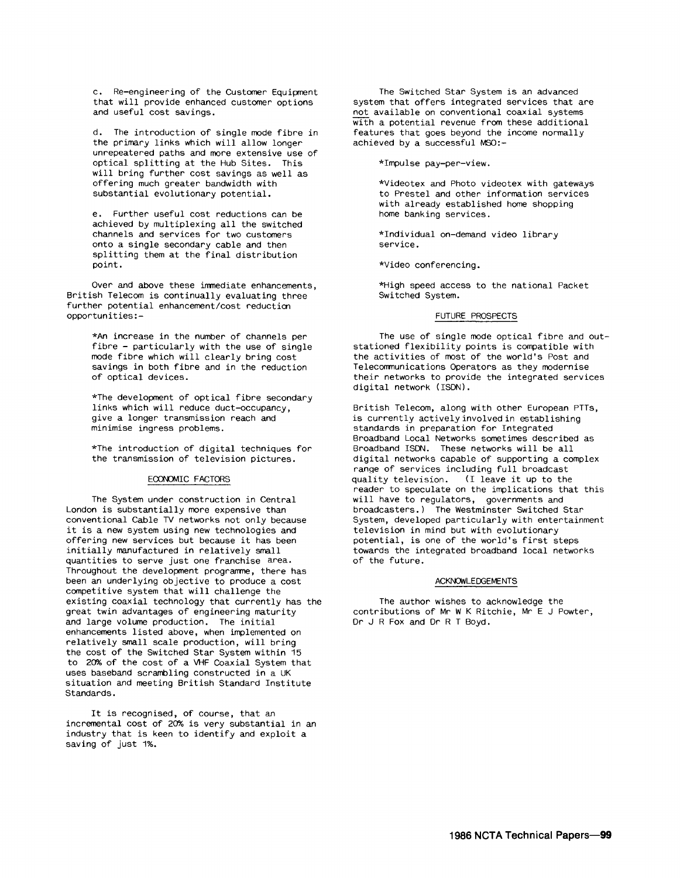c. Re-engineering of the Customer Equipment that will provide enhanced customer options and useful cost savings.

d. The introduction of single mode fibre in the primary links which will allow longer unrepeatered paths and more extensive use of optical splitting at the Hub Sites. This will bring further cost savings as well as offering much greater bandwidth with substantial evolutionary potential.

e. Further useful cost reductions can be achieved by multiplexing all the switched channels and services for two customers onto a single secondary cable and then splitting them at the final distribution point.

Over and above these immediate enhancements, British Telecom is continually evaluating three further potential enhancement/cost reduction opportunities:-

*An increase in the number of channels per fibre - particularly with the use of single mode fibre which will clearly bring cost savings in both fibre and in the reduction of optical devices.

*The development of optical fibre secondary links which will reduce duct-occupancy, give a longer transmission reach and minimise ingress problems.

*The introduction of digital techniques for the transmission of television pictures.

## ECONOMIC FACTORS

The System under construction in Central London is substantially more expensive than conventional Cable TV networks not only because it is a new system using new technologies and offering new services but because it has been initially manufactured in relatively small quantities to serve just one franchise area. Throughout the development programme, there has been an underlying objective to produce a cost competitive system that will challenge the existing coaxial technology that currently has the great twin advantages of engineering maturity and large volume production. The initial enhancements listed above, when implemented on relatively small scale production, will bring the cost of the Switched Star System within 15 to 20% of the cost of a VHF Coaxial System that uses baseband scrambling constructed in a UK situation and meeting British Standard Institute Standards.

It is recognised, of course, that an incremental cost of 20% is very substantial in an industry that is keen to identify and exploit a saving of just 1%.

The Switched Star System is an advanced system that offers integrated services that are not available on conventional coaxial systems with a potential revenue from these additional features that goes beyond the income normally achieved by a successful MSO:-

*Impulse pay-per-view.

*Videotex and Photo videotex with gateways to Prestel and other information services with already established home shopping home banking services.

*Individual on-demand video library service.

*Video conferencing.

*High speed access to the national Packet Switched System.

## FUTURE PROSPECTS

The use of single mode optical fibre and out-stationed flexibility points is compatible with the activities of most of the world's Post and Telecommunications Operators as they modernise their networks to provide the integrated services digital network (ISDN).

British Telecom, along with other European PTTs, is currently actively involved in establishing standards in preparation for Integrated Broadband Local Networks sometimes described as Broadband ISDN. These networks will be all digital networks capable of supporting a complex range of services including full broadcast quality television. (I leave it up to the reader to speculate on the implications that this will have to regulators, governments and broadcasters.) The Westminster Switched Star System, developed particularly with entertainment television in mind but with evolutionary potential, is one of the world's first steps towards the integrated broadband local networks of the future.

## ACKNOWLEDGEMENTS

The author wishes to acknowledge the contributions of Mr W K Ritchie, Mr E J Powter, Dr J R Fox and Dr R T Boyd.